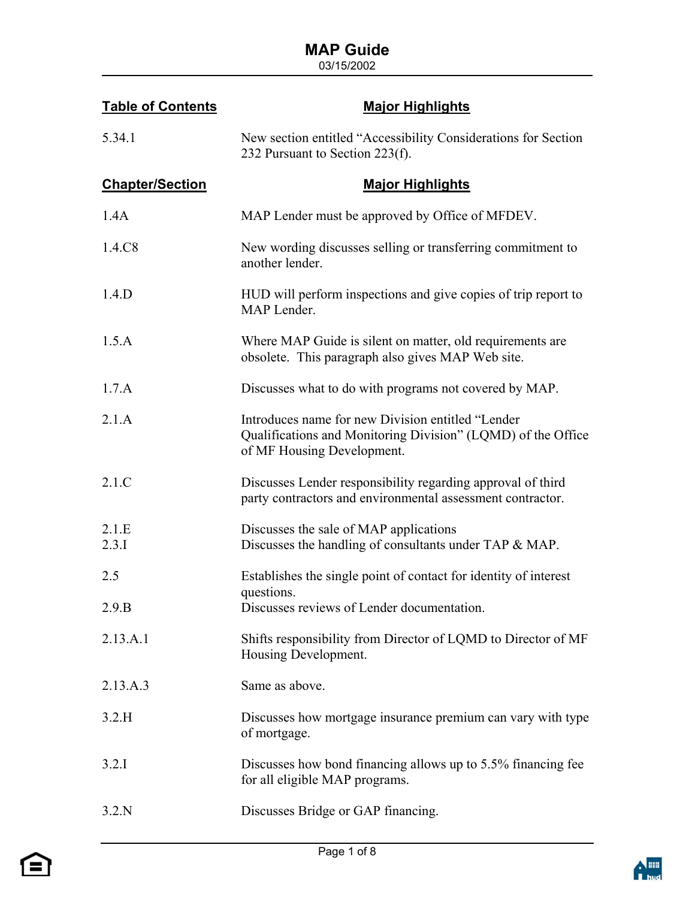# MAP Guide

03/15/2002

| Table of Contents | Major Highlights |
| --- | --- |
| 5.34.1 | New section entitled "Accessibility Considerations for Section 232 Pursuant to Section 223(f). |

| Chapter/Section | Major Highlights |
| --- | --- |
| 1.4A | MAP Lender must be approved by Office of MFDEV. |
| 1.4.C8 | New wording discusses selling or transferring commitment to another lender. |
| 1.4.D | HUD will perform inspections and give copies of trip report to MAP Lender. |
| 1.5.A | Where MAP Guide is silent on matter, old requirements are obsolete. This paragraph also gives MAP Web site. |
| 1.7.A | Discusses what to do with programs not covered by MAP. |
| 2.1.A | Introduces name for new Division entitled "Lender Qualifications and Monitoring Division" (LQMD) of the Office of MF Housing Development. |
| 2.1.C | Discusses Lender responsibility regarding approval of third party contractors and environmental assessment contractor. |
| 2.1.E | Discusses the sale of MAP applications |
| 2.3.I | Discusses the handling of consultants under TAP & MAP. |
| 2.5 | Establishes the single point of contact for identity of interest questions. |
| 2.9.B | Discusses reviews of Lender documentation. |
| 2.13.A.1 | Shifts responsibility from Director of LQMD to Director of MF Housing Development. |
| 2.13.A.3 | Same as above. |
| 3.2.H | Discusses how mortgage insurance premium can vary with type of mortgage. |
| 3.2.I | Discusses how bond financing allows up to 5.5% financing fee for all eligible MAP programs. |
| 3.2.N | Discusses Bridge or GAP financing. |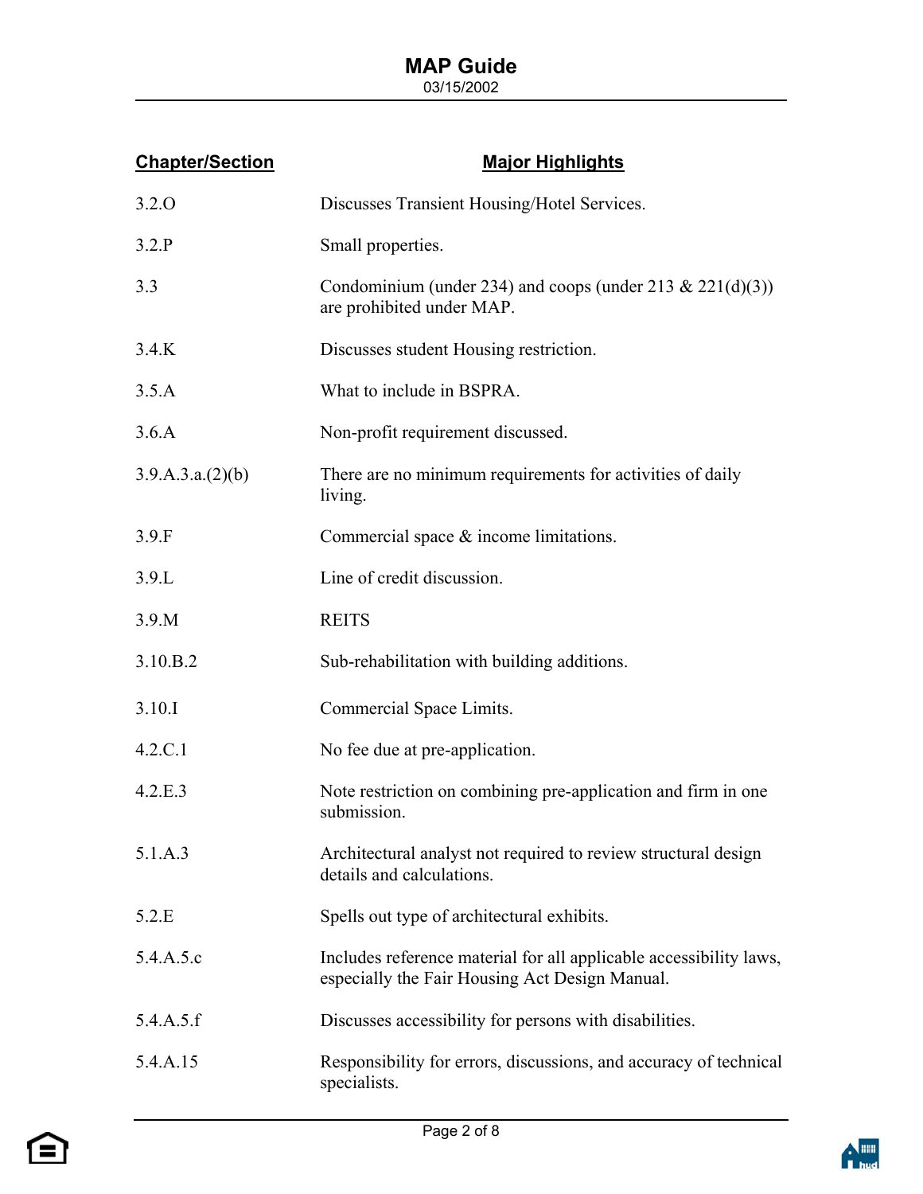| Chapter/Section | Major Highlights |
|---|---|
| 3.2.O | Discusses Transient Housing/Hotel Services. |
| 3.2.P | Small properties. |
| 3.3 | Condominium (under 234) and coops (under 213 & 221(d)(3)) are prohibited under MAP. |
| 3.4.K | Discusses student Housing restriction. |
| 3.5.A | What to include in BSPRA. |
| 3.6.A | Non-profit requirement discussed. |
| 3.9.A.3.a.(2)(b) | There are no minimum requirements for activities of daily living. |
| 3.9.F | Commercial space & income limitations. |
| 3.9.L | Line of credit discussion. |
| 3.9.M | REITS |
| 3.10.B.2 | Sub-rehabilitation with building additions. |
| 3.10.I | Commercial Space Limits. |
| 4.2.C.1 | No fee due at pre-application. |
| 4.2.E.3 | Note restriction on combining pre-application and firm in one submission. |
| 5.1.A.3 | Architectural analyst not required to review structural design details and calculations. |
| 5.2.E | Spells out type of architectural exhibits. |
| 5.4.A.5.c | Includes reference material for all applicable accessibility laws, especially the Fair Housing Act Design Manual. |
| 5.4.A.5.f | Discusses accessibility for persons with disabilities. |
| 5.4.A.15 | Responsibility for errors, discussions, and accuracy of technical specialists. |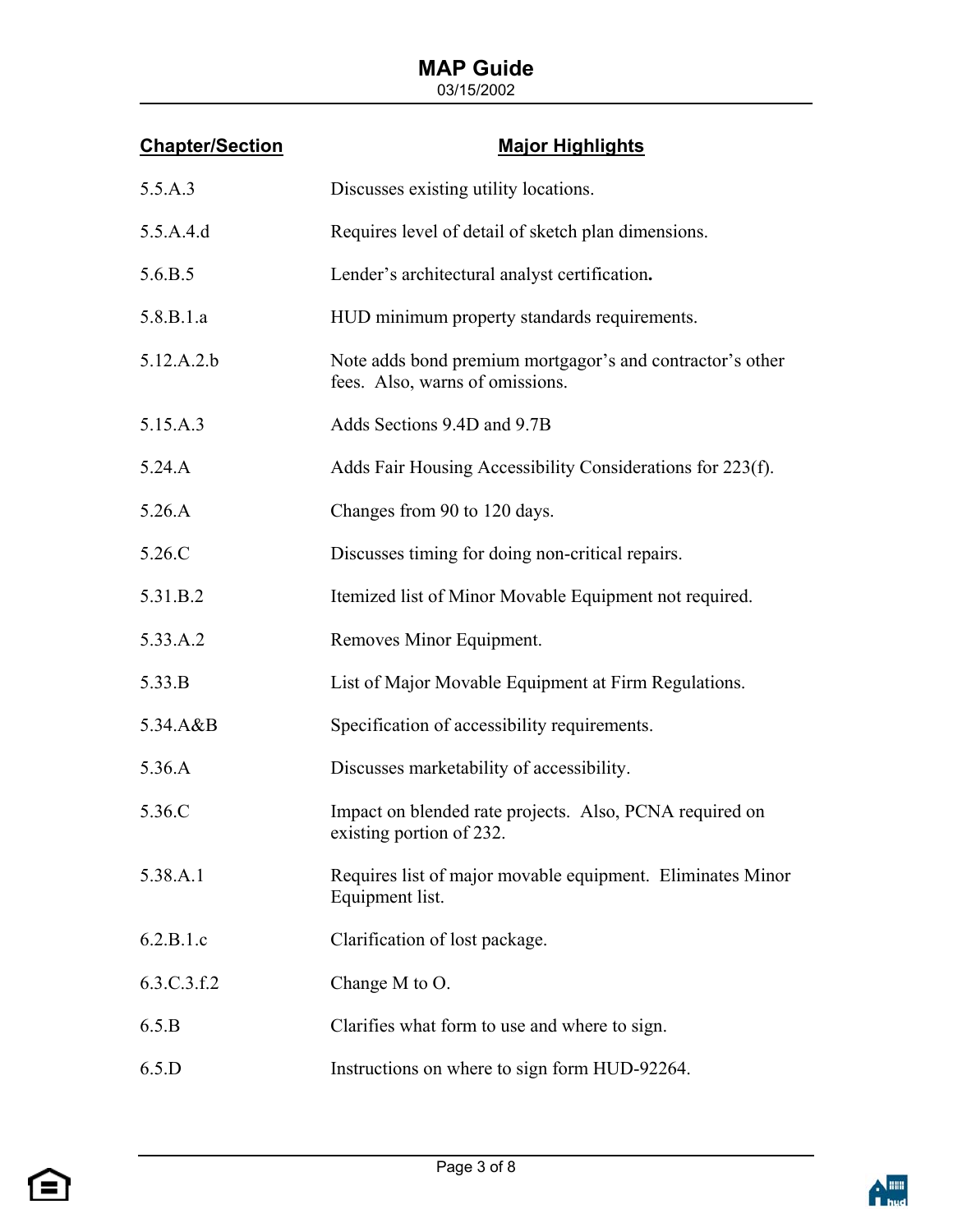| Chapter/Section | Major Highlights |
| --- | --- |
| 5.5.A.3 | Discusses existing utility locations. |
| 5.5.A.4.d | Requires level of detail of sketch plan dimensions. |
| 5.6.B.5 | Lender's architectural analyst certification**.** |
| 5.8.B.1.a | HUD minimum property standards requirements. |
| 5.12.A.2.b | Note adds bond premium mortgagor's and contractor's other fees. Also, warns of omissions. |
| 5.15.A.3 | Adds Sections 9.4D and 9.7B |
| 5.24.A | Adds Fair Housing Accessibility Considerations for 223(f). |
| 5.26.A | Changes from 90 to 120 days. |
| 5.26.C | Discusses timing for doing non-critical repairs. |
| 5.31.B.2 | Itemized list of Minor Movable Equipment not required. |
| 5.33.A.2 | Removes Minor Equipment. |
| 5.33.B | List of Major Movable Equipment at Firm Regulations. |
| 5.34.A&B | Specification of accessibility requirements. |
| 5.36.A | Discusses marketability of accessibility. |
| 5.36.C | Impact on blended rate projects. Also, PCNA required on existing portion of 232. |
| 5.38.A.1 | Requires list of major movable equipment. Eliminates Minor Equipment list. |
| 6.2.B.1.c | Clarification of lost package. |
| 6.3.C.3.f.2 | Change M to O. |
| 6.5.B | Clarifies what form to use and where to sign. |
| 6.5.D | Instructions on where to sign form HUD-92264. |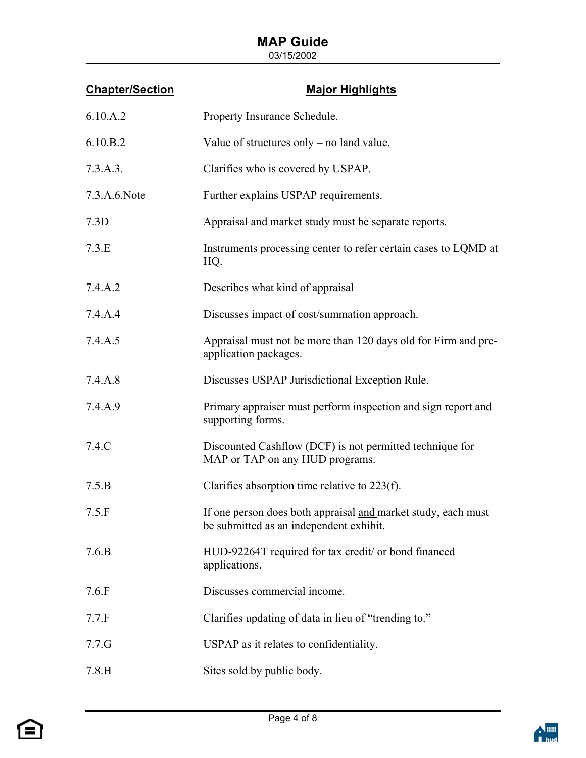| Chapter/Section | Major Highlights |
|---|---|
| 6.10.A.2 | Property Insurance Schedule. |
| 6.10.B.2 | Value of structures only – no land value. |
| 7.3.A.3. | Clarifies who is covered by USPAP. |
| 7.3.A.6.Note | Further explains USPAP requirements. |
| 7.3D | Appraisal and market study must be separate reports. |
| 7.3.E | Instruments processing center to refer certain cases to LQMD at HQ. |
| 7.4.A.2 | Describes what kind of appraisal |
| 7.4.A.4 | Discusses impact of cost/summation approach. |
| 7.4.A.5 | Appraisal must not be more than 120 days old for Firm and pre-application packages. |
| 7.4.A.8 | Discusses USPAP Jurisdictional Exception Rule. |
| 7.4.A.9 | Primary appraiser <u>must</u> perform inspection and sign report and supporting forms. |
| 7.4.C | Discounted Cashflow (DCF) is not permitted technique for MAP or TAP on any HUD programs. |
| 7.5.B | Clarifies absorption time relative to 223(f). |
| 7.5.F | If one person does both appraisal <u>and</u> market study, each must be submitted as an independent exhibit. |
| 7.6.B | HUD-92264T required for tax credit/ or bond financed applications. |
| 7.6.F | Discusses commercial income. |
| 7.7.F | Clarifies updating of data in lieu of "trending to." |
| 7.7.G | USPAP as it relates to confidentiality. |
| 7.8.H | Sites sold by public body. |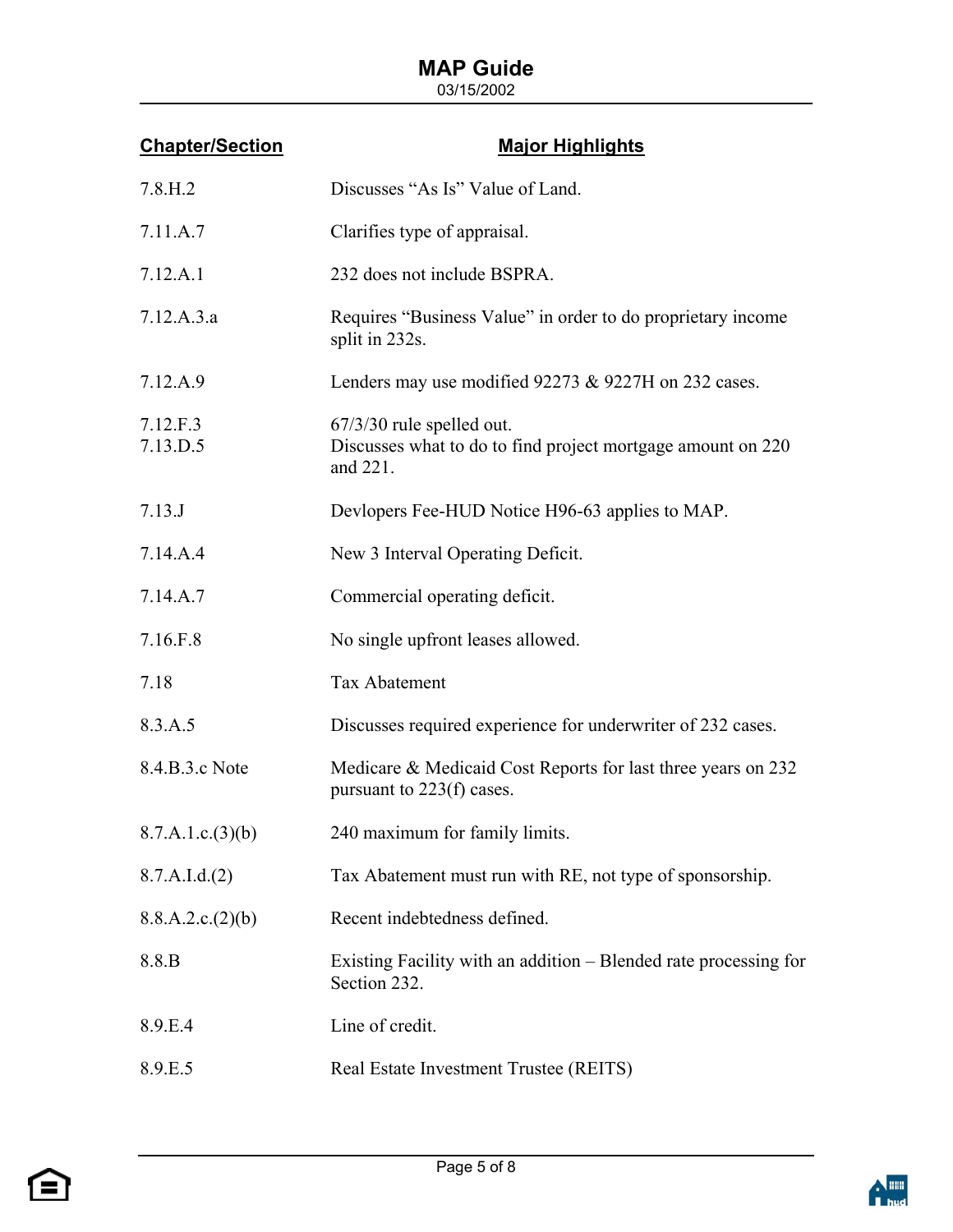| Chapter/Section | Major Highlights |
| --- | --- |
| 7.8.H.2 | Discusses "As Is" Value of Land. |
| 7.11.A.7 | Clarifies type of appraisal. |
| 7.12.A.1 | 232 does not include BSPRA. |
| 7.12.A.3.a | Requires "Business Value" in order to do proprietary income split in 232s. |
| 7.12.A.9 | Lenders may use modified 92273 & 9227H on 232 cases. |
| 7.12.F.3 | 67/3/30 rule spelled out. |
| 7.13.D.5 | Discusses what to do to find project mortgage amount on 220 and 221. |
| 7.13.J | Devlopers Fee-HUD Notice H96-63 applies to MAP. |
| 7.14.A.4 | New 3 Interval Operating Deficit. |
| 7.14.A.7 | Commercial operating deficit. |
| 7.16.F.8 | No single upfront leases allowed. |
| 7.18 | Tax Abatement |
| 8.3.A.5 | Discusses required experience for underwriter of 232 cases. |
| 8.4.B.3.c Note | Medicare & Medicaid Cost Reports for last three years on 232 pursuant to 223(f) cases. |
| 8.7.A.1.c.(3)(b) | 240 maximum for family limits. |
| 8.7.A.I.d.(2) | Tax Abatement must run with RE, not type of sponsorship. |
| 8.8.A.2.c.(2)(b) | Recent indebtedness defined. |
| 8.8.B | Existing Facility with an addition – Blended rate processing for Section 232. |
| 8.9.E.4 | Line of credit. |
| 8.9.E.5 | Real Estate Investment Trustee (REITS) |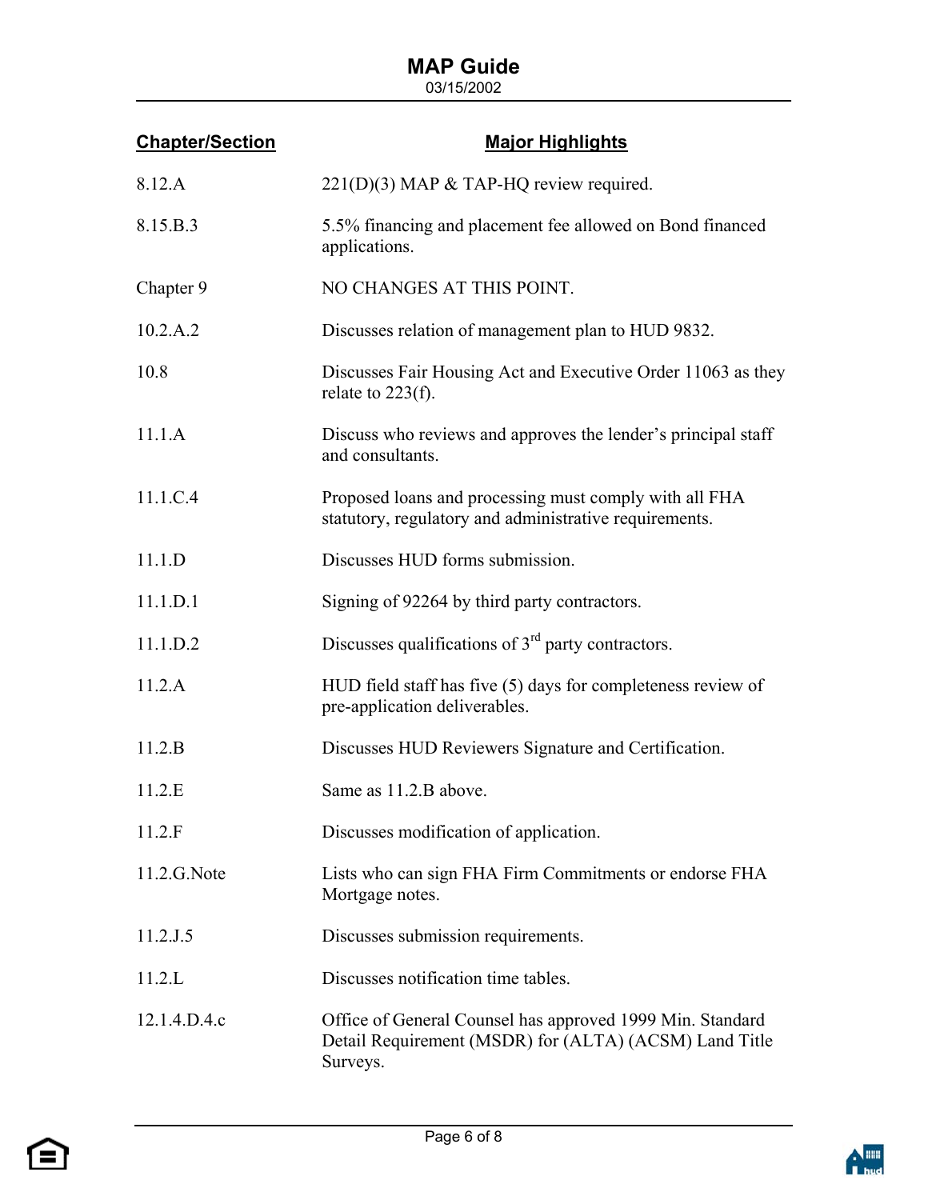| Chapter/Section | Major Highlights |
|---|---|
| 8.12.A | 221(D)(3) MAP & TAP-HQ review required. |
| 8.15.B.3 | 5.5% financing and placement fee allowed on Bond financed applications. |
| Chapter 9 | NO CHANGES AT THIS POINT. |
| 10.2.A.2 | Discusses relation of management plan to HUD 9832. |
| 10.8 | Discusses Fair Housing Act and Executive Order 11063 as they relate to 223(f). |
| 11.1.A | Discuss who reviews and approves the lender's principal staff and consultants. |
| 11.1.C.4 | Proposed loans and processing must comply with all FHA statutory, regulatory and administrative requirements. |
| 11.1.D | Discusses HUD forms submission. |
| 11.1.D.1 | Signing of 92264 by third party contractors. |
| 11.1.D.2 | Discusses qualifications of 3rd party contractors. |
| 11.2.A | HUD field staff has five (5) days for completeness review of pre-application deliverables. |
| 11.2.B | Discusses HUD Reviewers Signature and Certification. |
| 11.2.E | Same as 11.2.B above. |
| 11.2.F | Discusses modification of application. |
| 11.2.G.Note | Lists who can sign FHA Firm Commitments or endorse FHA Mortgage notes. |
| 11.2.J.5 | Discusses submission requirements. |
| 11.2.L | Discusses notification time tables. |
| 12.1.4.D.4.c | Office of General Counsel has approved 1999 Min. Standard Detail Requirement (MSDR) for (ALTA) (ACSM) Land Title Surveys. |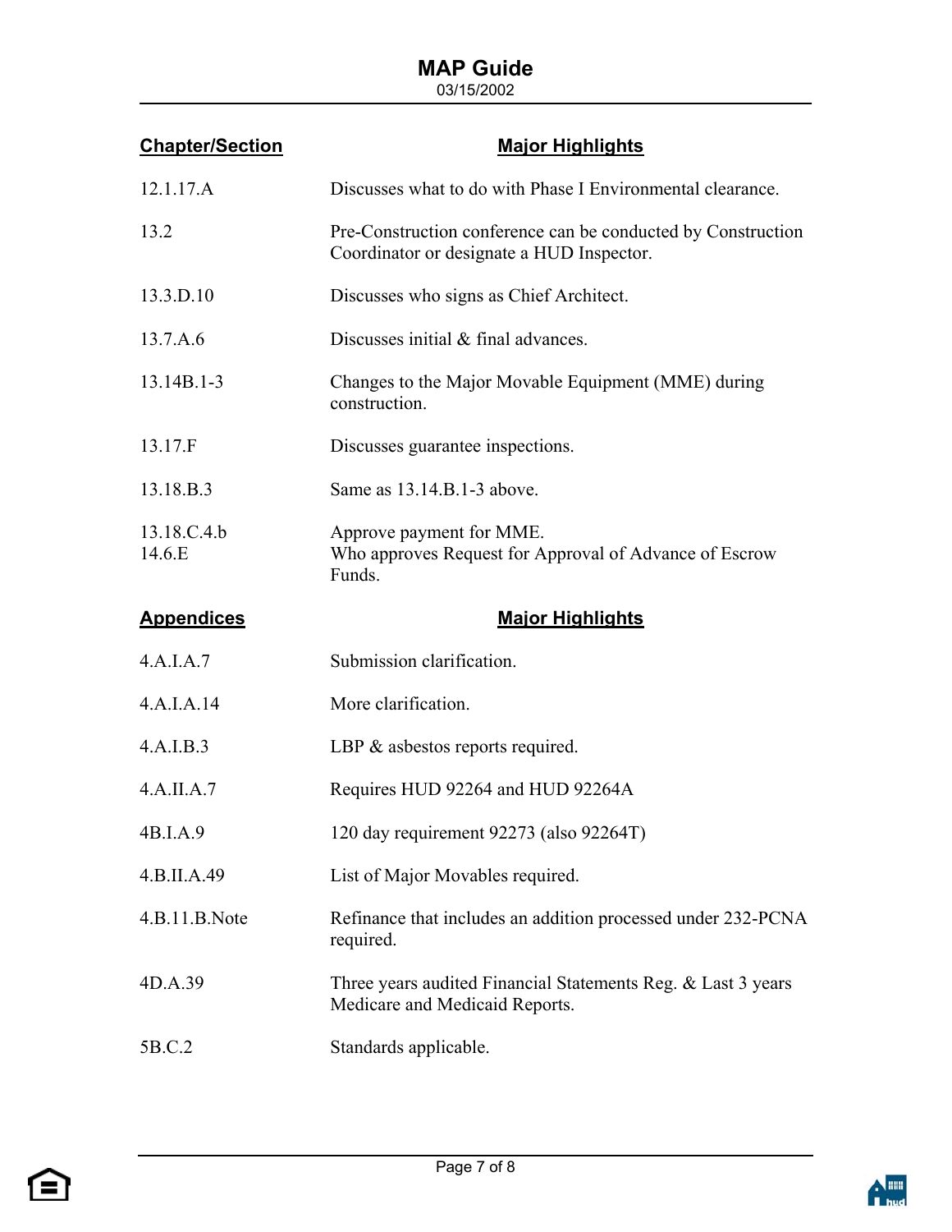| Chapter/Section | Major Highlights |
|---|---|
| 12.1.17.A | Discusses what to do with Phase I Environmental clearance. |
| 13.2 | Pre-Construction conference can be conducted by Construction Coordinator or designate a HUD Inspector. |
| 13.3.D.10 | Discusses who signs as Chief Architect. |
| 13.7.A.6 | Discusses initial & final advances. |
| 13.14B.1-3 | Changes to the Major Movable Equipment (MME) during construction. |
| 13.17.F | Discusses guarantee inspections. |
| 13.18.B.3 | Same as 13.14.B.1-3 above. |
| 13.18.C.4.b | Approve payment for MME. |
| 14.6.E | Who approves Request for Approval of Advance of Escrow Funds. |

| Appendices | Major Highlights |
|---|---|
| 4.A.I.A.7 | Submission clarification. |
| 4.A.I.A.14 | More clarification. |
| 4.A.I.B.3 | LBP & asbestos reports required. |
| 4.A.II.A.7 | Requires HUD 92264 and HUD 92264A |
| 4B.I.A.9 | 120 day requirement 92273 (also 92264T) |
| 4.B.II.A.49 | List of Major Movables required. |
| 4.B.11.B.Note | Refinance that includes an addition processed under 232-PCNA required. |
| 4D.A.39 | Three years audited Financial Statements Reg. & Last 3 years Medicare and Medicaid Reports. |
| 5B.C.2 | Standards applicable. |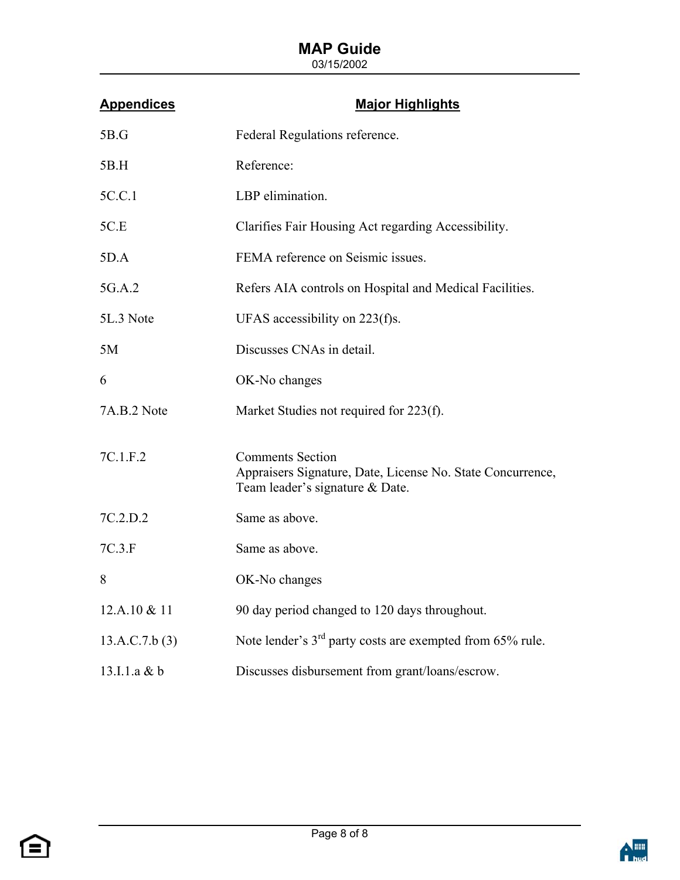| Appendices | Major Highlights |
|---|---|
| 5B.G | Federal Regulations reference. |
| 5B.H | Reference: |
| 5C.C.1 | LBP elimination. |
| 5C.E | Clarifies Fair Housing Act regarding Accessibility. |
| 5D.A | FEMA reference on Seismic issues. |
| 5G.A.2 | Refers AIA controls on Hospital and Medical Facilities. |
| 5L.3 Note | UFAS accessibility on 223(f)s. |
| 5M | Discusses CNAs in detail. |
| 6 | OK-No changes |
| 7A.B.2 Note | Market Studies not required for 223(f). |
| 7C.1.F.2 | Comments Section<br>Appraisers Signature, Date, License No. State Concurrence, Team leader's signature & Date. |
| 7C.2.D.2 | Same as above. |
| 7C.3.F | Same as above. |
| 8 | OK-No changes |
| 12.A.10 & 11 | 90 day period changed to 120 days throughout. |
| 13.A.C.7.b (3) | Note lender's 3rd party costs are exempted from 65% rule. |
| 13.I.1.a & b | Discusses disbursement from grant/loans/escrow. |